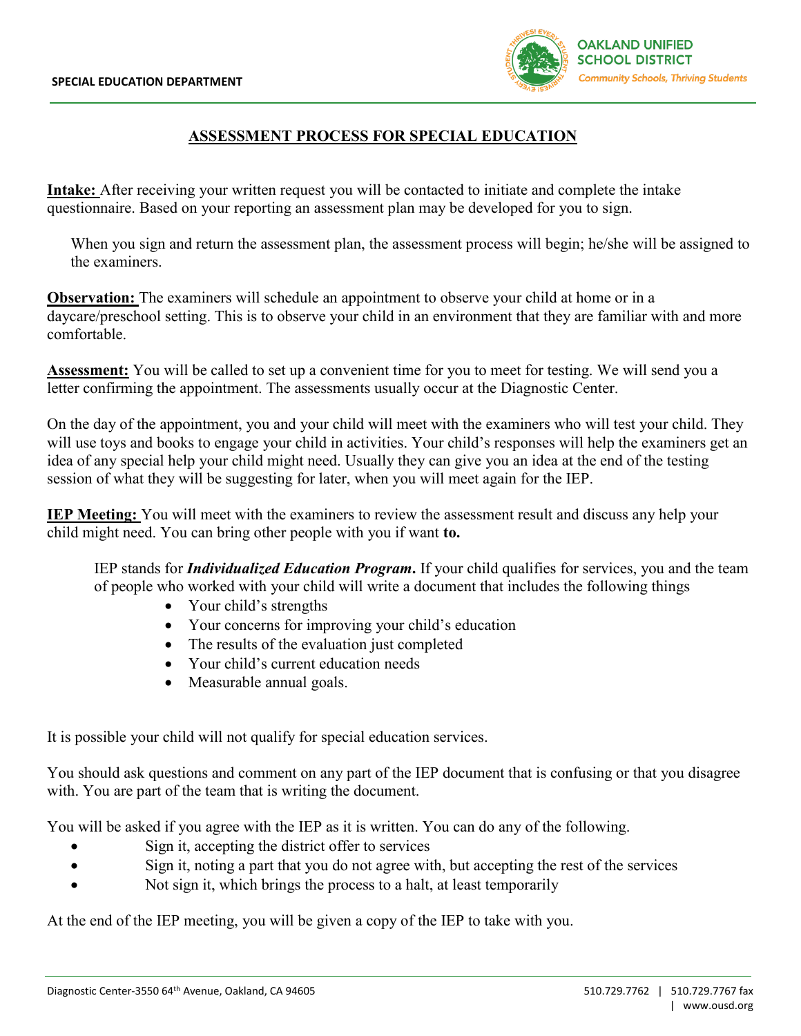SPECIAL EDUCATION DEPARTMENT

OAKLAND UNIFIED SCHOOL DISTRICT
*Community Schools, Thriving Students*

# ASSESSMENT PROCESS FOR SPECIAL EDUCATION

**Intake:** After receiving your written request you will be contacted to initiate and complete the intake questionnaire. Based on your reporting an assessment plan may be developed for you to sign.

When you sign and return the assessment plan, the assessment process will begin; he/she will be assigned to the examiners.

**Observation:** The examiners will schedule an appointment to observe your child at home or in a daycare/preschool setting. This is to observe your child in an environment that they are familiar with and more comfortable.

**Assessment:** You will be called to set up a convenient time for you to meet for testing. We will send you a letter confirming the appointment. The assessments usually occur at the Diagnostic Center.

On the day of the appointment, you and your child will meet with the examiners who will test your child. They will use toys and books to engage your child in activities. Your child's responses will help the examiners get an idea of any special help your child might need. Usually they can give you an idea at the end of the testing session of what they will be suggesting for later, when you will meet again for the IEP.

**IEP Meeting:** You will meet with the examiners to review the assessment result and discuss any help your child might need. You can bring other people with you if want **to.**

IEP stands for ***Individualized Education Program*.** If your child qualifies for services, you and the team of people who worked with your child will write a document that includes the following things

- Your child's strengths
- Your concerns for improving your child's education
- The results of the evaluation just completed
- Your child's current education needs
- Measurable annual goals.

It is possible your child will not qualify for special education services.

You should ask questions and comment on any part of the IEP document that is confusing or that you disagree with. You are part of the team that is writing the document.

You will be asked if you agree with the IEP as it is written. You can do any of the following.

- Sign it, accepting the district offer to services
- Sign it, noting a part that you do not agree with, but accepting the rest of the services
- Not sign it, which brings the process to a halt, at least temporarily

At the end of the IEP meeting, you will be given a copy of the IEP to take with you.

Diagnostic Center-3550 64th Avenue, Oakland, CA 94605 | 510.729.7762 | 510.729.7767 fax | www.ousd.org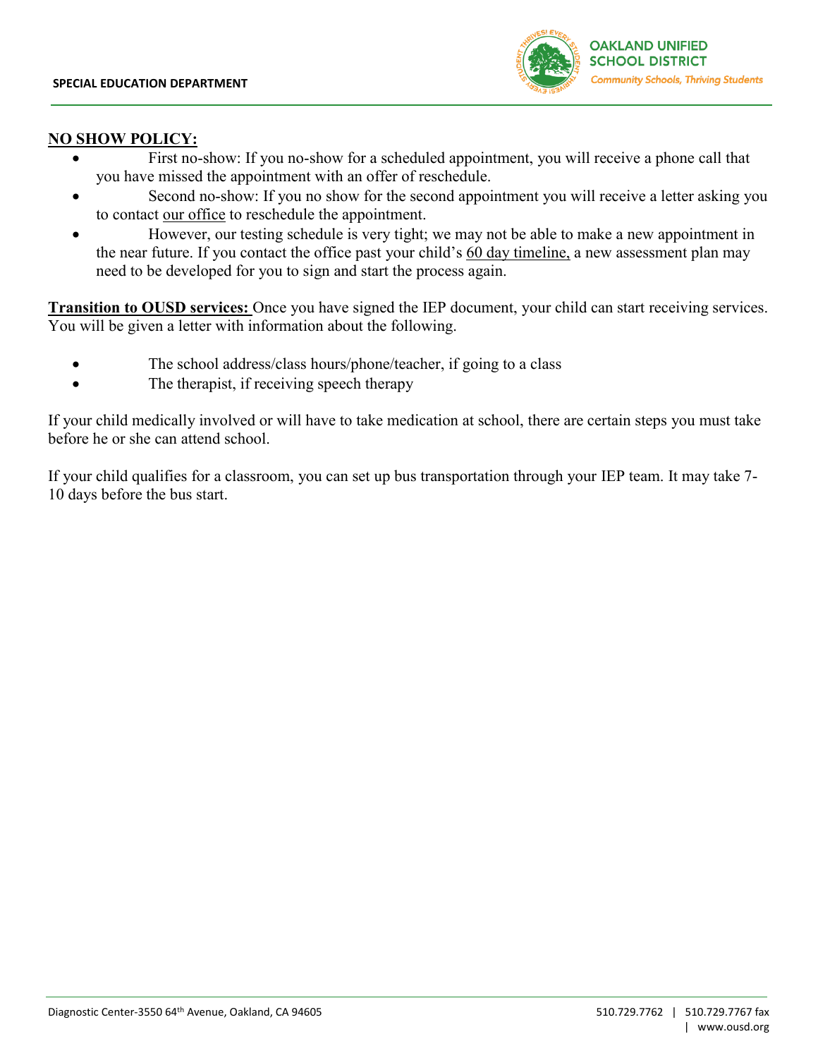**NO SHOW POLICY:**

- First no-show: If you no-show for a scheduled appointment, you will receive a phone call that you have missed the appointment with an offer of reschedule.
- Second no-show: If you no show for the second appointment you will receive a letter asking you to contact our office to reschedule the appointment.
- However, our testing schedule is very tight; we may not be able to make a new appointment in the near future. If you contact the office past your child's 60 day timeline, a new assessment plan may need to be developed for you to sign and start the process again.

**Transition to OUSD services:** Once you have signed the IEP document, your child can start receiving services. You will be given a letter with information about the following.

- The school address/class hours/phone/teacher, if going to a class
- The therapist, if receiving speech therapy

If your child medically involved or will have to take medication at school, there are certain steps you must take before he or she can attend school.

If your child qualifies for a classroom, you can set up bus transportation through your IEP team. It may take 7-10 days before the bus start.